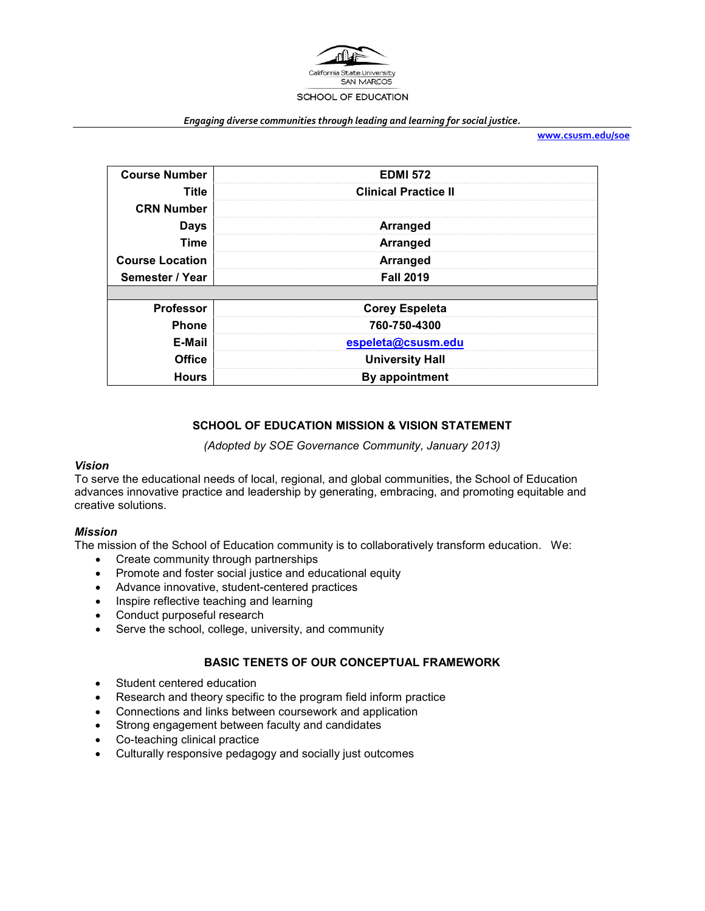California State University
SAN MARCOS

SCHOOL OF EDUCATION

*Engaging diverse communities through leading and learning for social justice.*

www.csusm.edu/soe

| Course Number | EDMI 572 |
| --- | --- |
| Title | Clinical Practice II |
| CRN Number | |
| Days | Arranged |
| Time | Arranged |
| Course Location | Arranged |
| Semester / Year | Fall 2019 |
| | |
| Professor | Corey Espeleta |
| Phone | 760-750-4300 |
| E-Mail | espeleta@csusm.edu |
| Office | University Hall |
| Hours | By appointment |

## SCHOOL OF EDUCATION MISSION & VISION STATEMENT

*(Adopted by SOE Governance Community, January 2013)*

### *Vision*

To serve the educational needs of local, regional, and global communities, the School of Education advances innovative practice and leadership by generating, embracing, and promoting equitable and creative solutions.

### *Mission*

The mission of the School of Education community is to collaboratively transform education. We:

- Create community through partnerships
- Promote and foster social justice and educational equity
- Advance innovative, student-centered practices
- Inspire reflective teaching and learning
- Conduct purposeful research
- Serve the school, college, university, and community

## BASIC TENETS OF OUR CONCEPTUAL FRAMEWORK

- Student centered education
- Research and theory specific to the program field inform practice
- Connections and links between coursework and application
- Strong engagement between faculty and candidates
- Co-teaching clinical practice
- Culturally responsive pedagogy and socially just outcomes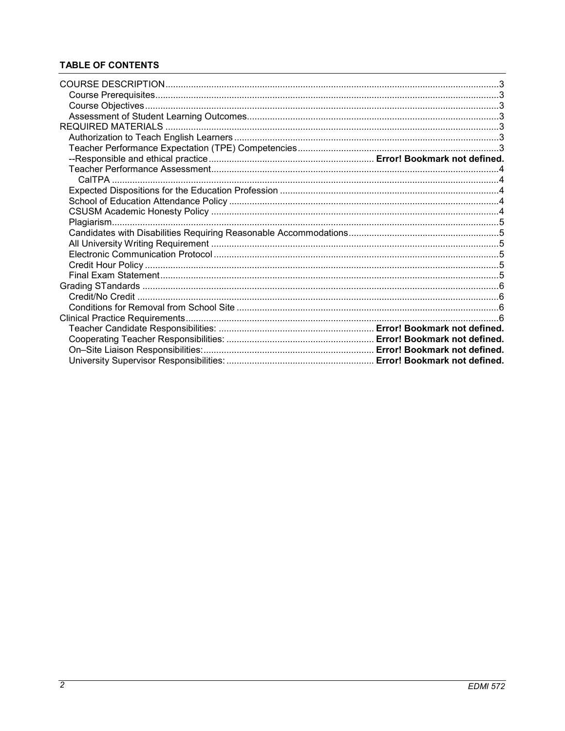**TABLE OF CONTENTS**

COURSE DESCRIPTION ........................................................................ 3
- Course Prerequisites ........................................................................ 3
- Course Objectives ........................................................................ 3
- Assessment of Student Learning Outcomes ........................................................................ 3

REQUIRED MATERIALS ........................................................................ 3
- Authorization to Teach English Learners ........................................................................ 3
- Teacher Performance Expectation (TPE) Competencies ........................................................................ 3
- --Responsible and ethical practice ........................................................................ **Error! Bookmark not defined.**
- Teacher Performance Assessment ........................................................................ 4
  - CalTPA ........................................................................ 4
- Expected Dispositions for the Education Profession ........................................................................ 4
- School of Education Attendance Policy ........................................................................ 4
- CSUSM Academic Honesty Policy ........................................................................ 4
- Plagiarism ........................................................................ 5
- Candidates with Disabilities Requiring Reasonable Accommodations ........................................................................ 5
- All University Writing Requirement ........................................................................ 5
- Electronic Communication Protocol ........................................................................ 5
- Credit Hour Policy ........................................................................ 5
- Final Exam Statement ........................................................................ 5

Grading STandards ........................................................................ 6
- Credit/No Credit ........................................................................ 6
- Conditions for Removal from School Site ........................................................................ 6

Clinical Practice Requirements ........................................................................ 6
- Teacher Candidate Responsibilities: ........................................................................ **Error! Bookmark not defined.**
- Cooperating Teacher Responsibilities: ........................................................................ **Error! Bookmark not defined.**
- On–Site Liaison Responsibilities: ........................................................................ **Error! Bookmark not defined.**
- University Supervisor Responsibilities: ........................................................................ **Error! Bookmark not defined.**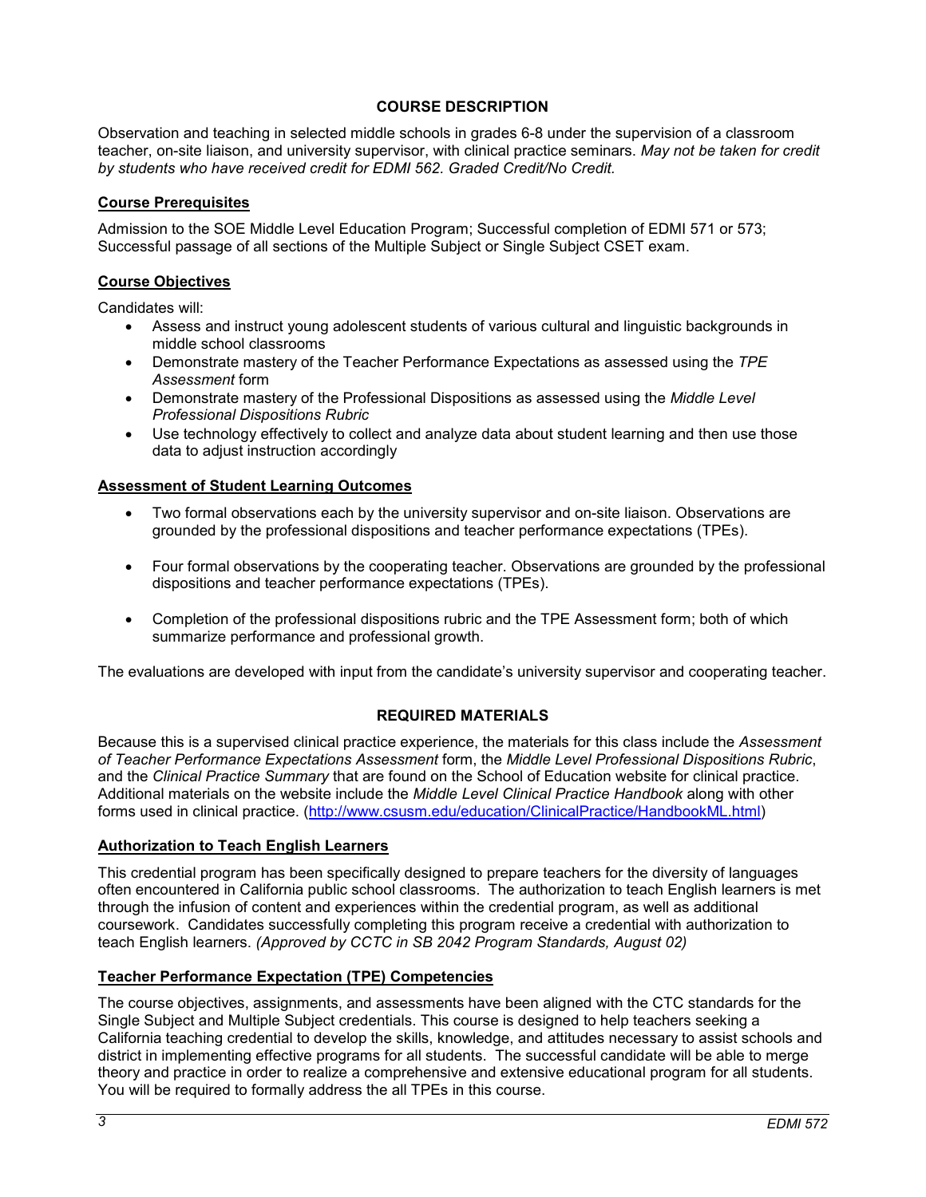## COURSE DESCRIPTION

Observation and teaching in selected middle schools in grades 6-8 under the supervision of a classroom teacher, on-site liaison, and university supervisor, with clinical practice seminars. *May not be taken for credit by students who have received credit for EDMI 562. Graded Credit/No Credit.*

### Course Prerequisites

Admission to the SOE Middle Level Education Program; Successful completion of EDMI 571 or 573; Successful passage of all sections of the Multiple Subject or Single Subject CSET exam.

### Course Objectives

Candidates will:

- Assess and instruct young adolescent students of various cultural and linguistic backgrounds in middle school classrooms
- Demonstrate mastery of the Teacher Performance Expectations as assessed using the *TPE Assessment* form
- Demonstrate mastery of the Professional Dispositions as assessed using the *Middle Level Professional Dispositions Rubric*
- Use technology effectively to collect and analyze data about student learning and then use those data to adjust instruction accordingly

### Assessment of Student Learning Outcomes

- Two formal observations each by the university supervisor and on-site liaison. Observations are grounded by the professional dispositions and teacher performance expectations (TPEs).
- Four formal observations by the cooperating teacher. Observations are grounded by the professional dispositions and teacher performance expectations (TPEs).
- Completion of the professional dispositions rubric and the TPE Assessment form; both of which summarize performance and professional growth.

The evaluations are developed with input from the candidate's university supervisor and cooperating teacher.

## REQUIRED MATERIALS

Because this is a supervised clinical practice experience, the materials for this class include the *Assessment of Teacher Performance Expectations Assessment* form, the *Middle Level Professional Dispositions Rubric*, and the *Clinical Practice Summary* that are found on the School of Education website for clinical practice. Additional materials on the website include the *Middle Level Clinical Practice Handbook* along with other forms used in clinical practice. (http://www.csusm.edu/education/ClinicalPractice/HandbookML.html)

### Authorization to Teach English Learners

This credential program has been specifically designed to prepare teachers for the diversity of languages often encountered in California public school classrooms. The authorization to teach English learners is met through the infusion of content and experiences within the credential program, as well as additional coursework. Candidates successfully completing this program receive a credential with authorization to teach English learners. *(Approved by CCTC in SB 2042 Program Standards, August 02)*

### Teacher Performance Expectation (TPE) Competencies

The course objectives, assignments, and assessments have been aligned with the CTC standards for the Single Subject and Multiple Subject credentials. This course is designed to help teachers seeking a California teaching credential to develop the skills, knowledge, and attitudes necessary to assist schools and district in implementing effective programs for all students. The successful candidate will be able to merge theory and practice in order to realize a comprehensive and extensive educational program for all students. You will be required to formally address the all TPEs in this course.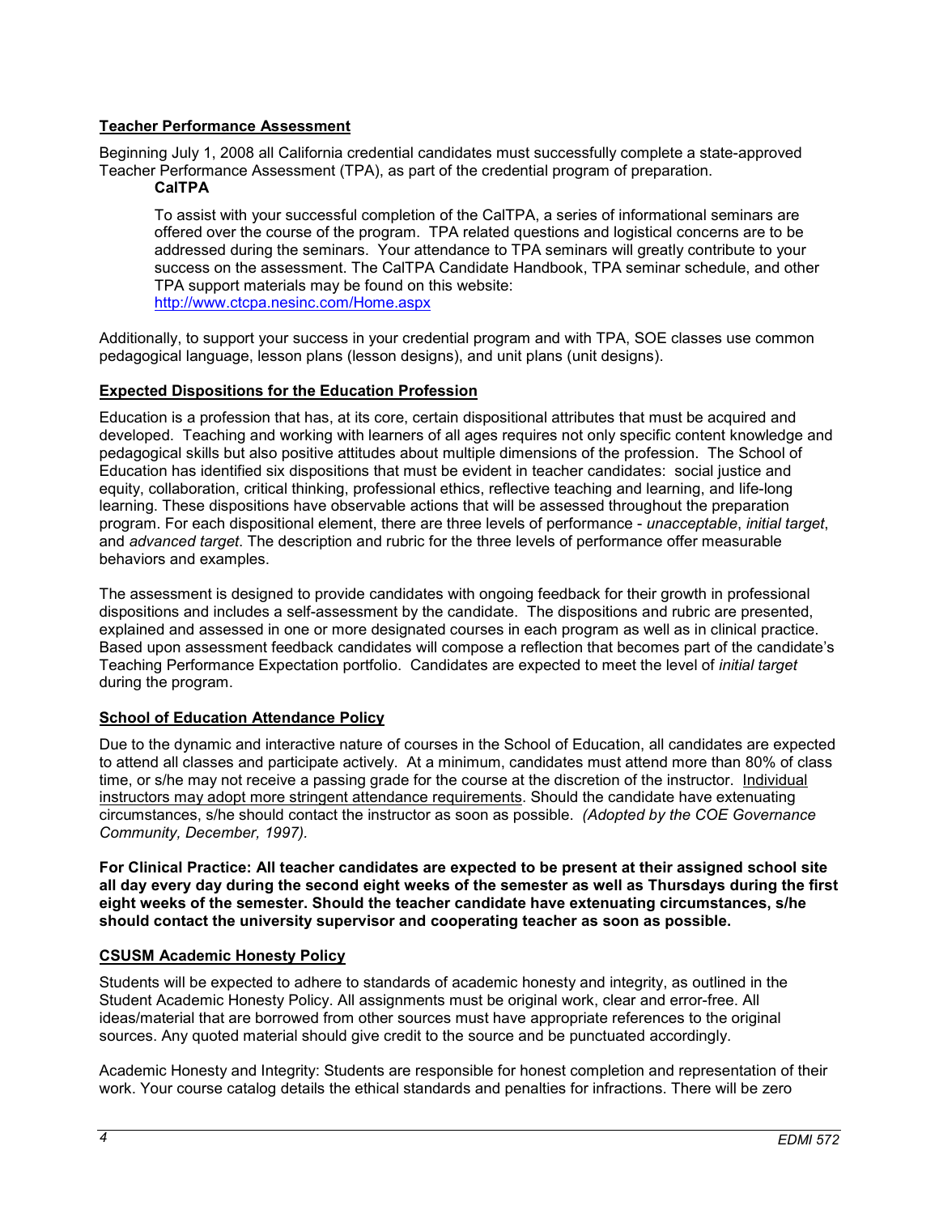## Teacher Performance Assessment

Beginning July 1, 2008 all California credential candidates must successfully complete a state-approved Teacher Performance Assessment (TPA), as part of the credential program of preparation.

### CalTPA

To assist with your successful completion of the CalTPA, a series of informational seminars are offered over the course of the program. TPA related questions and logistical concerns are to be addressed during the seminars. Your attendance to TPA seminars will greatly contribute to your success on the assessment. The CalTPA Candidate Handbook, TPA seminar schedule, and other TPA support materials may be found on this website:
http://www.ctcpa.nesinc.com/Home.aspx

Additionally, to support your success in your credential program and with TPA, SOE classes use common pedagogical language, lesson plans (lesson designs), and unit plans (unit designs).

## Expected Dispositions for the Education Profession

Education is a profession that has, at its core, certain dispositional attributes that must be acquired and developed. Teaching and working with learners of all ages requires not only specific content knowledge and pedagogical skills but also positive attitudes about multiple dimensions of the profession. The School of Education has identified six dispositions that must be evident in teacher candidates: social justice and equity, collaboration, critical thinking, professional ethics, reflective teaching and learning, and life-long learning. These dispositions have observable actions that will be assessed throughout the preparation program. For each dispositional element, there are three levels of performance - *unacceptable*, *initial target*, and *advanced target*. The description and rubric for the three levels of performance offer measurable behaviors and examples.

The assessment is designed to provide candidates with ongoing feedback for their growth in professional dispositions and includes a self-assessment by the candidate. The dispositions and rubric are presented, explained and assessed in one or more designated courses in each program as well as in clinical practice. Based upon assessment feedback candidates will compose a reflection that becomes part of the candidate's Teaching Performance Expectation portfolio. Candidates are expected to meet the level of *initial target* during the program.

## School of Education Attendance Policy

Due to the dynamic and interactive nature of courses in the School of Education, all candidates are expected to attend all classes and participate actively. At a minimum, candidates must attend more than 80% of class time, or s/he may not receive a passing grade for the course at the discretion of the instructor. Individual instructors may adopt more stringent attendance requirements. Should the candidate have extenuating circumstances, s/he should contact the instructor as soon as possible. *(Adopted by the COE Governance Community, December, 1997).*

**For Clinical Practice: All teacher candidates are expected to be present at their assigned school site all day every day during the second eight weeks of the semester as well as Thursdays during the first eight weeks of the semester. Should the teacher candidate have extenuating circumstances, s/he should contact the university supervisor and cooperating teacher as soon as possible.**

## CSUSM Academic Honesty Policy

Students will be expected to adhere to standards of academic honesty and integrity, as outlined in the Student Academic Honesty Policy. All assignments must be original work, clear and error-free. All ideas/material that are borrowed from other sources must have appropriate references to the original sources. Any quoted material should give credit to the source and be punctuated accordingly.

Academic Honesty and Integrity: Students are responsible for honest completion and representation of their work. Your course catalog details the ethical standards and penalties for infractions. There will be zero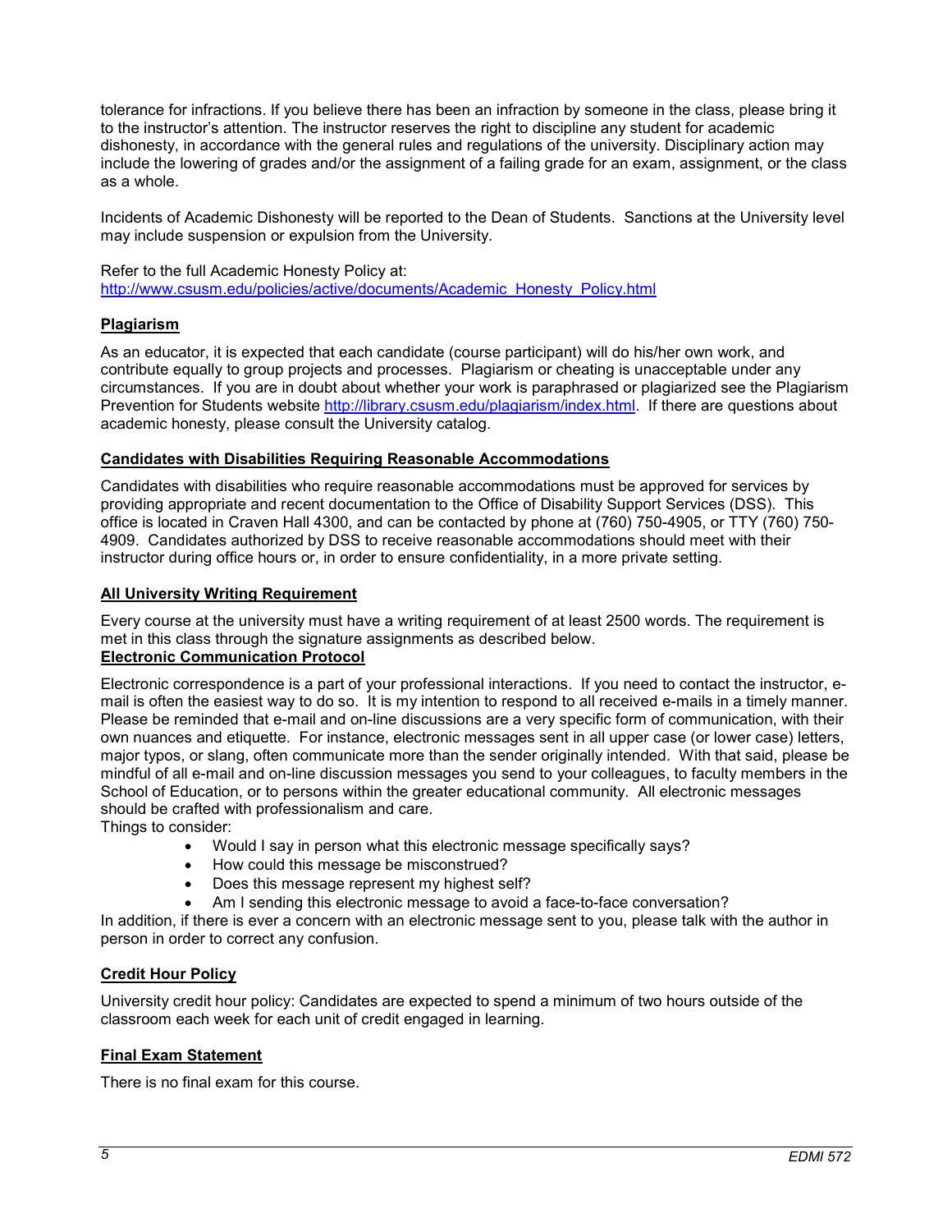tolerance for infractions. If you believe there has been an infraction by someone in the class, please bring it to the instructor's attention. The instructor reserves the right to discipline any student for academic dishonesty, in accordance with the general rules and regulations of the university. Disciplinary action may include the lowering of grades and/or the assignment of a failing grade for an exam, assignment, or the class as a whole.

Incidents of Academic Dishonesty will be reported to the Dean of Students. Sanctions at the University level may include suspension or expulsion from the University.

Refer to the full Academic Honesty Policy at:
[http://www.csusm.edu/policies/active/documents/Academic_Honesty_Policy.html](http://www.csusm.edu/policies/active/documents/Academic_Honesty_Policy.html)

**Plagiarism**

As an educator, it is expected that each candidate (course participant) will do his/her own work, and contribute equally to group projects and processes. Plagiarism or cheating is unacceptable under any circumstances. If you are in doubt about whether your work is paraphrased or plagiarized see the Plagiarism Prevention for Students website [http://library.csusm.edu/plagiarism/index.html](http://library.csusm.edu/plagiarism/index.html). If there are questions about academic honesty, please consult the University catalog.

**Candidates with Disabilities Requiring Reasonable Accommodations**

Candidates with disabilities who require reasonable accommodations must be approved for services by providing appropriate and recent documentation to the Office of Disability Support Services (DSS). This office is located in Craven Hall 4300, and can be contacted by phone at (760) 750-4905, or TTY (760) 750-4909. Candidates authorized by DSS to receive reasonable accommodations should meet with their instructor during office hours or, in order to ensure confidentiality, in a more private setting.

**All University Writing Requirement**

Every course at the university must have a writing requirement of at least 2500 words. The requirement is met in this class through the signature assignments as described below.

**Electronic Communication Protocol**

Electronic correspondence is a part of your professional interactions. If you need to contact the instructor, e-mail is often the easiest way to do so. It is my intention to respond to all received e-mails in a timely manner. Please be reminded that e-mail and on-line discussions are a very specific form of communication, with their own nuances and etiquette. For instance, electronic messages sent in all upper case (or lower case) letters, major typos, or slang, often communicate more than the sender originally intended. With that said, please be mindful of all e-mail and on-line discussion messages you send to your colleagues, to faculty members in the School of Education, or to persons within the greater educational community. All electronic messages should be crafted with professionalism and care.

Things to consider:

- Would I say in person what this electronic message specifically says?
- How could this message be misconstrued?
- Does this message represent my highest self?
- Am I sending this electronic message to avoid a face-to-face conversation?

In addition, if there is ever a concern with an electronic message sent to you, please talk with the author in person in order to correct any confusion.

**Credit Hour Policy**

University credit hour policy: Candidates are expected to spend a minimum of two hours outside of the classroom each week for each unit of credit engaged in learning.

**Final Exam Statement**

There is no final exam for this course.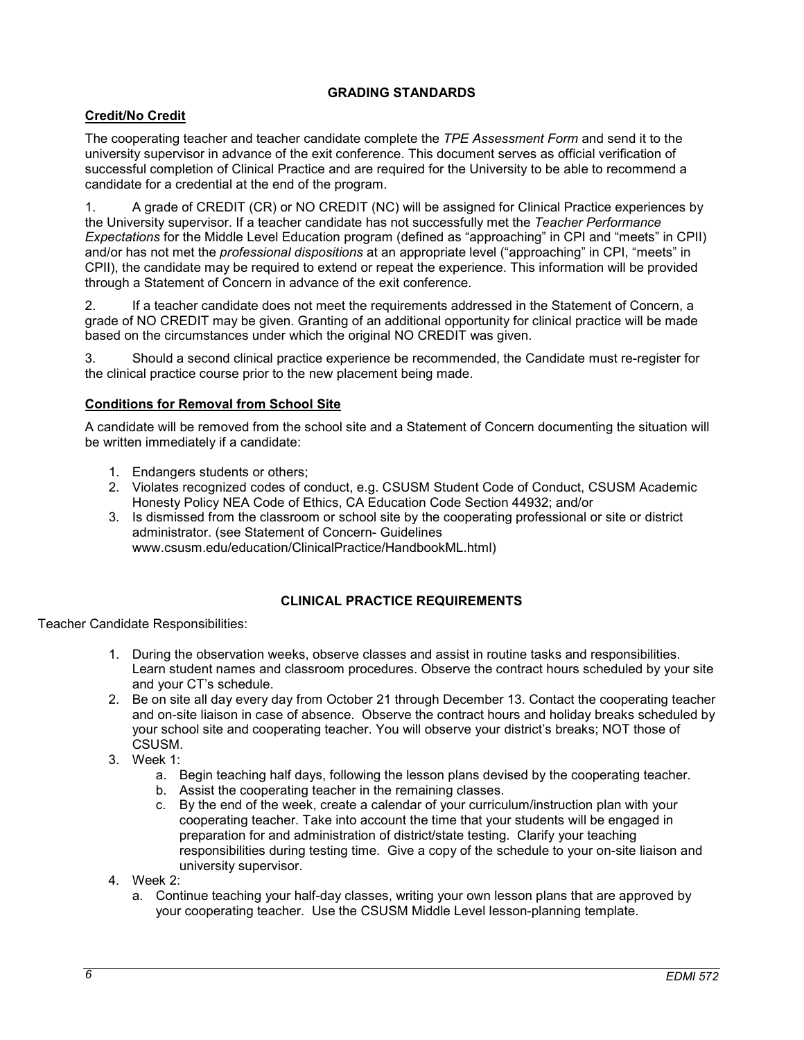## GRADING STANDARDS

### Credit/No Credit

The cooperating teacher and teacher candidate complete the *TPE Assessment Form* and send it to the university supervisor in advance of the exit conference. This document serves as official verification of successful completion of Clinical Practice and are required for the University to be able to recommend a candidate for a credential at the end of the program.

1. A grade of CREDIT (CR) or NO CREDIT (NC) will be assigned for Clinical Practice experiences by the University supervisor. If a teacher candidate has not successfully met the *Teacher Performance Expectations* for the Middle Level Education program (defined as "approaching" in CPI and "meets" in CPII) and/or has not met the *professional dispositions* at an appropriate level ("approaching" in CPI, "meets" in CPII), the candidate may be required to extend or repeat the experience. This information will be provided through a Statement of Concern in advance of the exit conference.

2. If a teacher candidate does not meet the requirements addressed in the Statement of Concern, a grade of NO CREDIT may be given. Granting of an additional opportunity for clinical practice will be made based on the circumstances under which the original NO CREDIT was given.

3. Should a second clinical practice experience be recommended, the Candidate must re-register for the clinical practice course prior to the new placement being made.

### Conditions for Removal from School Site

A candidate will be removed from the school site and a Statement of Concern documenting the situation will be written immediately if a candidate:

1. Endangers students or others;
2. Violates recognized codes of conduct, e.g. CSUSM Student Code of Conduct, CSUSM Academic Honesty Policy NEA Code of Ethics, CA Education Code Section 44932; and/or
3. Is dismissed from the classroom or school site by the cooperating professional or site or district administrator. (see Statement of Concern- Guidelines www.csusm.edu/education/ClinicalPractice/HandbookML.html)

## CLINICAL PRACTICE REQUIREMENTS

Teacher Candidate Responsibilities:

1. During the observation weeks, observe classes and assist in routine tasks and responsibilities. Learn student names and classroom procedures. Observe the contract hours scheduled by your site and your CT's schedule.
2. Be on site all day every day from October 21 through December 13. Contact the cooperating teacher and on-site liaison in case of absence. Observe the contract hours and holiday breaks scheduled by your school site and cooperating teacher. You will observe your district's breaks; NOT those of CSUSM.
3. Week 1:
   a. Begin teaching half days, following the lesson plans devised by the cooperating teacher.
   b. Assist the cooperating teacher in the remaining classes.
   c. By the end of the week, create a calendar of your curriculum/instruction plan with your cooperating teacher. Take into account the time that your students will be engaged in preparation for and administration of district/state testing. Clarify your teaching responsibilities during testing time. Give a copy of the schedule to your on-site liaison and university supervisor.
4. Week 2:
   a. Continue teaching your half-day classes, writing your own lesson plans that are approved by your cooperating teacher. Use the CSUSM Middle Level lesson-planning template.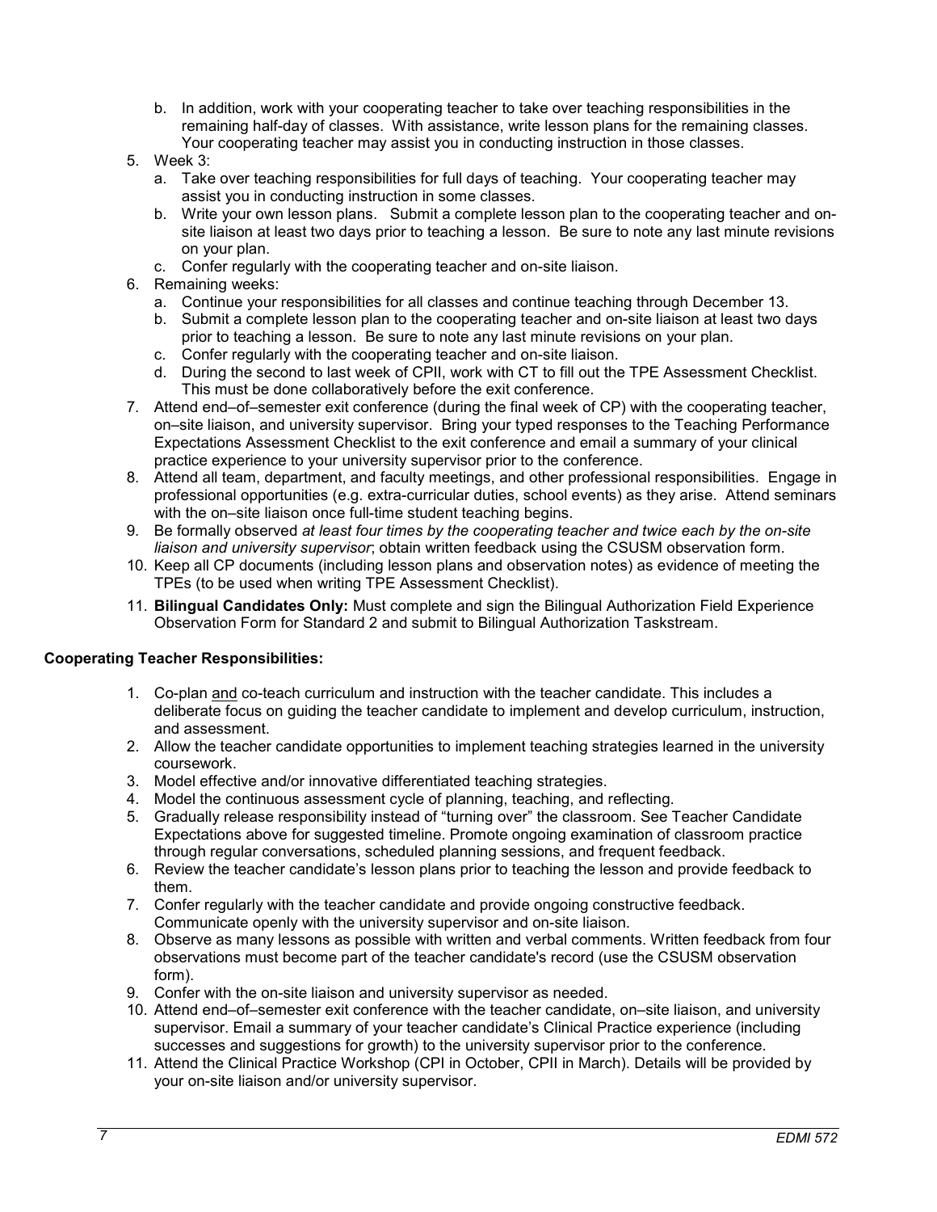b. In addition, work with your cooperating teacher to take over teaching responsibilities in the remaining half-day of classes. With assistance, write lesson plans for the remaining classes. Your cooperating teacher may assist you in conducting instruction in those classes.

5. Week 3:
   a. Take over teaching responsibilities for full days of teaching. Your cooperating teacher may assist you in conducting instruction in some classes.
   b. Write your own lesson plans. Submit a complete lesson plan to the cooperating teacher and on-site liaison at least two days prior to teaching a lesson. Be sure to note any last minute revisions on your plan.
   c. Confer regularly with the cooperating teacher and on-site liaison.
6. Remaining weeks:
   a. Continue your responsibilities for all classes and continue teaching through December 13.
   b. Submit a complete lesson plan to the cooperating teacher and on-site liaison at least two days prior to teaching a lesson. Be sure to note any last minute revisions on your plan.
   c. Confer regularly with the cooperating teacher and on-site liaison.
   d. During the second to last week of CPII, work with CT to fill out the TPE Assessment Checklist. This must be done collaboratively before the exit conference.
7. Attend end–of–semester exit conference (during the final week of CP) with the cooperating teacher, on–site liaison, and university supervisor. Bring your typed responses to the Teaching Performance Expectations Assessment Checklist to the exit conference and email a summary of your clinical practice experience to your university supervisor prior to the conference.
8. Attend all team, department, and faculty meetings, and other professional responsibilities. Engage in professional opportunities (e.g. extra-curricular duties, school events) as they arise. Attend seminars with the on–site liaison once full-time student teaching begins.
9. Be formally observed *at least four times by the cooperating teacher and twice each by the on-site liaison and university supervisor*; obtain written feedback using the CSUSM observation form.
10. Keep all CP documents (including lesson plans and observation notes) as evidence of meeting the TPEs (to be used when writing TPE Assessment Checklist).
11. **Bilingual Candidates Only:** Must complete and sign the Bilingual Authorization Field Experience Observation Form for Standard 2 and submit to Bilingual Authorization Taskstream.

**Cooperating Teacher Responsibilities:**

1. Co-plan and co-teach curriculum and instruction with the teacher candidate. This includes a deliberate focus on guiding the teacher candidate to implement and develop curriculum, instruction, and assessment.
2. Allow the teacher candidate opportunities to implement teaching strategies learned in the university coursework.
3. Model effective and/or innovative differentiated teaching strategies.
4. Model the continuous assessment cycle of planning, teaching, and reflecting.
5. Gradually release responsibility instead of "turning over" the classroom. See Teacher Candidate Expectations above for suggested timeline. Promote ongoing examination of classroom practice through regular conversations, scheduled planning sessions, and frequent feedback.
6. Review the teacher candidate's lesson plans prior to teaching the lesson and provide feedback to them.
7. Confer regularly with the teacher candidate and provide ongoing constructive feedback. Communicate openly with the university supervisor and on-site liaison.
8. Observe as many lessons as possible with written and verbal comments. Written feedback from four observations must become part of the teacher candidate's record (use the CSUSM observation form).
9. Confer with the on-site liaison and university supervisor as needed.
10. Attend end–of–semester exit conference with the teacher candidate, on–site liaison, and university supervisor. Email a summary of your teacher candidate's Clinical Practice experience (including successes and suggestions for growth) to the university supervisor prior to the conference.
11. Attend the Clinical Practice Workshop (CPI in October, CPII in March). Details will be provided by your on-site liaison and/or university supervisor.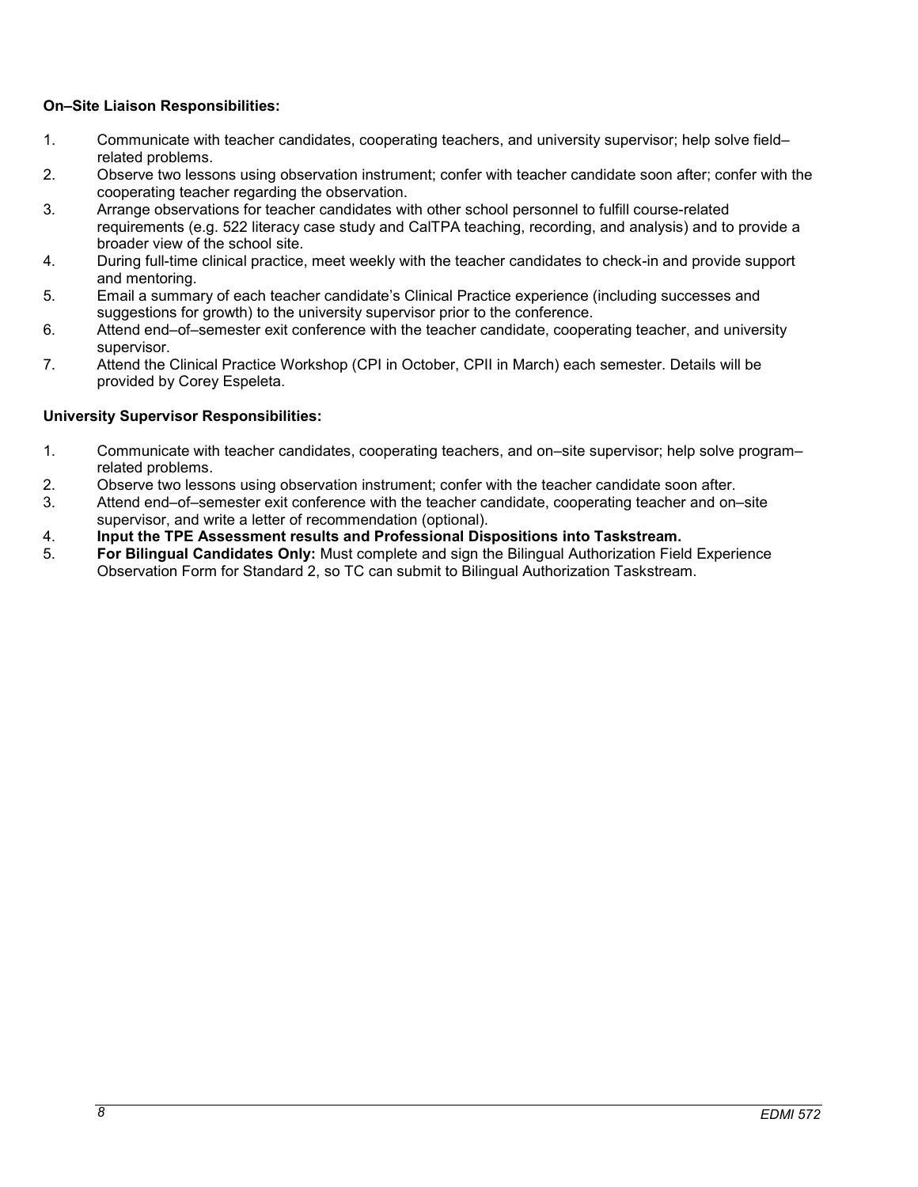**On–Site Liaison Responsibilities:**

1. Communicate with teacher candidates, cooperating teachers, and university supervisor; help solve field–related problems.
2. Observe two lessons using observation instrument; confer with teacher candidate soon after; confer with the cooperating teacher regarding the observation.
3. Arrange observations for teacher candidates with other school personnel to fulfill course-related requirements (e.g. 522 literacy case study and CalTPA teaching, recording, and analysis) and to provide a broader view of the school site.
4. During full-time clinical practice, meet weekly with the teacher candidates to check-in and provide support and mentoring.
5. Email a summary of each teacher candidate's Clinical Practice experience (including successes and suggestions for growth) to the university supervisor prior to the conference.
6. Attend end–of–semester exit conference with the teacher candidate, cooperating teacher, and university supervisor.
7. Attend the Clinical Practice Workshop (CPI in October, CPII in March) each semester. Details will be provided by Corey Espeleta.

**University Supervisor Responsibilities:**

1. Communicate with teacher candidates, cooperating teachers, and on–site supervisor; help solve program–related problems.
2. Observe two lessons using observation instrument; confer with the teacher candidate soon after.
3. Attend end–of–semester exit conference with the teacher candidate, cooperating teacher and on–site supervisor, and write a letter of recommendation (optional).
4. **Input the TPE Assessment results and Professional Dispositions into Taskstream.**
5. **For Bilingual Candidates Only:** Must complete and sign the Bilingual Authorization Field Experience Observation Form for Standard 2, so TC can submit to Bilingual Authorization Taskstream.